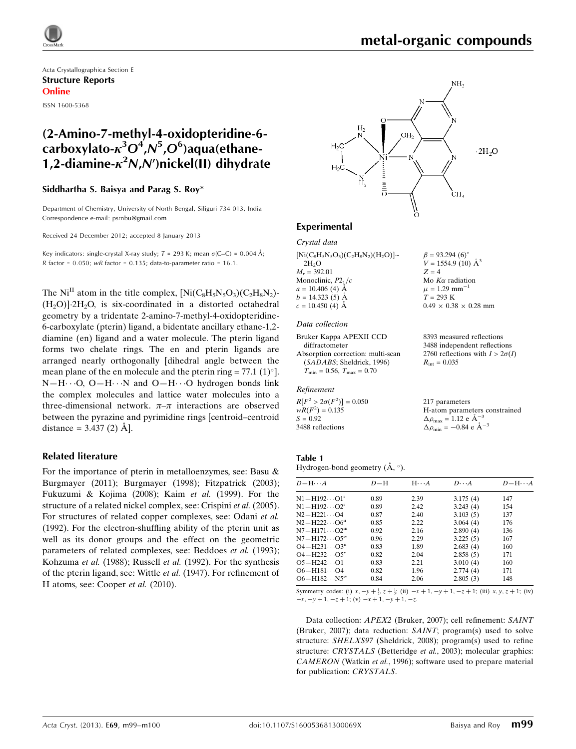Acta Crystallographica Section E
**Structure Reports**
**Online**

ISSN 1600-5368

# (2-Amino-7-methyl-4-oxidopteridine-6-carboxylato-$\kappa^3O^4,N^5,O^6$)aqua(ethane-1,2-diamine-$\kappa^2N,N'$)nickel(II) dihydrate

**Siddhartha S. Baisya and Parag S. Roy***

Department of Chemistry, University of North Bengal, Siliguri 734 013, India
Correspondence e-mail: psrnbu@gmail.com

Received 24 December 2012; accepted 8 January 2013

Key indicators: single-crystal X-ray study; $T$ = 293 K; mean $\sigma$(C–C) = 0.004 Å; $R$ factor = 0.050; $wR$ factor = 0.135; data-to-parameter ratio = 16.1.

The Ni$^{II}$ atom in the title complex, $[Ni(C_8H_5N_5O_3)(C_2H_8N_2)(H_2O)]\cdot 2H_2O$, is six-coordinated in a distorted octahedral geometry by a tridentate 2-amino-7-methyl-4-oxidopteridine-6-carboxylate (pterin) ligand, a bidentate ancillary ethane-1,2-diamine (en) ligand and a water molecule. The pterin ligand forms two chelate rings. The en and pterin ligands are arranged nearly orthogonally [dihedral angle between the mean plane of the en molecule and the pterin ring = 77.1 (1)°]. N—H⋯O, O—H⋯N and O—H⋯O hydrogen bonds link the complex molecules and lattice water molecules into a three-dimensional network. $\pi$–$\pi$ interactions are observed between the pyrazine and pyrimidine rings [centroid–centroid distance = 3.437 (2) Å].

## Related literature

For the importance of pterin in metalloenzymes, see: Basu & Burgmayer (2011); Burgmayer (1998); Fitzpatrick (2003); Fukuzumi & Kojima (2008); Kaim *et al.* (1999). For the structure of a related nickel complex, see: Crispini *et al.* (2005). For structures of related copper complexes, see: Odani *et al.* (1992). For the electron-shuffling ability of the pterin unit as well as its donor groups and the effect on the geometric parameters of related complexes, see: Beddoes *et al.* (1993); Kohzuma *et al.* (1988); Russell *et al.* (1992). For the synthesis of the pterin ligand, see: Wittle *et al.* (1947). For refinement of H atoms, see: Cooper *et al.* (2010).

## Experimental

### Crystal data

$[Ni(C_8H_5N_5O_3)(C_2H_8N_2)(H_2O)]\cdot 2H_2O$
$M_r$ = 392.01
Monoclinic, $P2_1/c$
$a$ = 10.406 (4) Å
$b$ = 14.323 (5) Å
$c$ = 10.450 (4) Å
$\beta$ = 93.294 (6)°
$V$ = 1554.9 (10) Å$^3$
$Z$ = 4
Mo $K\alpha$ radiation
$\mu$ = 1.29 mm$^{-1}$
$T$ = 293 K
0.49 × 0.38 × 0.28 mm

### Data collection

Bruker Kappa APEXII CCD diffractometer
Absorption correction: multi-scan (*SADABS*; Sheldrick, 1996)
$T_{min}$ = 0.56, $T_{max}$ = 0.70
8393 measured reflections
3488 independent reflections
2760 reflections with $I > 2\sigma(I)$
$R_{int}$ = 0.035

### Refinement

$R[F^2 > 2\sigma(F^2)]$ = 0.050
$wR(F^2)$ = 0.135
$S$ = 0.92
3488 reflections
217 parameters
H-atom parameters constrained
$\Delta\rho_{max}$ = 1.12 e Å$^{-3}$
$\Delta\rho_{min}$ = −0.84 e Å$^{-3}$

**Table 1**
Hydrogen-bond geometry (Å, °).

| $D$—H⋯$A$ | $D$—H | H⋯$A$ | $D$⋯$A$ | $D$—H⋯$A$ |
|---|---|---|---|---|
| N1—H192⋯O1$^{i}$ | 0.89 | 2.39 | 3.175 (4) | 147 |
| N1—H192⋯O2$^{i}$ | 0.89 | 2.42 | 3.243 (4) | 154 |
| N2—H221⋯O4 | 0.87 | 2.40 | 3.103 (5) | 137 |
| N2—H222⋯O6$^{ii}$ | 0.85 | 2.22 | 3.064 (4) | 176 |
| N7—H171⋯O2$^{iii}$ | 0.92 | 2.16 | 2.890 (4) | 136 |
| N7—H172⋯O5$^{iv}$ | 0.96 | 2.29 | 3.225 (5) | 167 |
| O4—H231⋯O3$^{ii}$ | 0.83 | 1.89 | 2.683 (4) | 160 |
| O4—H232⋯O5$^{v}$ | 0.82 | 2.04 | 2.858 (5) | 171 |
| O5—H242⋯O1 | 0.83 | 2.21 | 3.010 (4) | 160 |
| O6—H181⋯O4 | 0.82 | 1.96 | 2.774 (4) | 171 |
| O6—H182⋯N5$^{iv}$ | 0.84 | 2.06 | 2.805 (3) | 148 |

Symmetry codes: (i) $x, -y+\frac{1}{2}, z+\frac{1}{2}$; (ii) $-x+1, -y+1, -z+1$; (iii) $x, y, z+1$; (iv) $-x, -y+1, -z+1$; (v) $-x+1, -y+1, -z$.

Data collection: *APEX2* (Bruker, 2007); cell refinement: *SAINT* (Bruker, 2007); data reduction: *SAINT*; program(s) used to solve structure: *SHELXS97* (Sheldrick, 2008); program(s) used to refine structure: *CRYSTALS* (Betteridge *et al.*, 2003); molecular graphics: *CAMERON* (Watkin *et al.*, 1996); software used to prepare material for publication: *CRYSTALS*.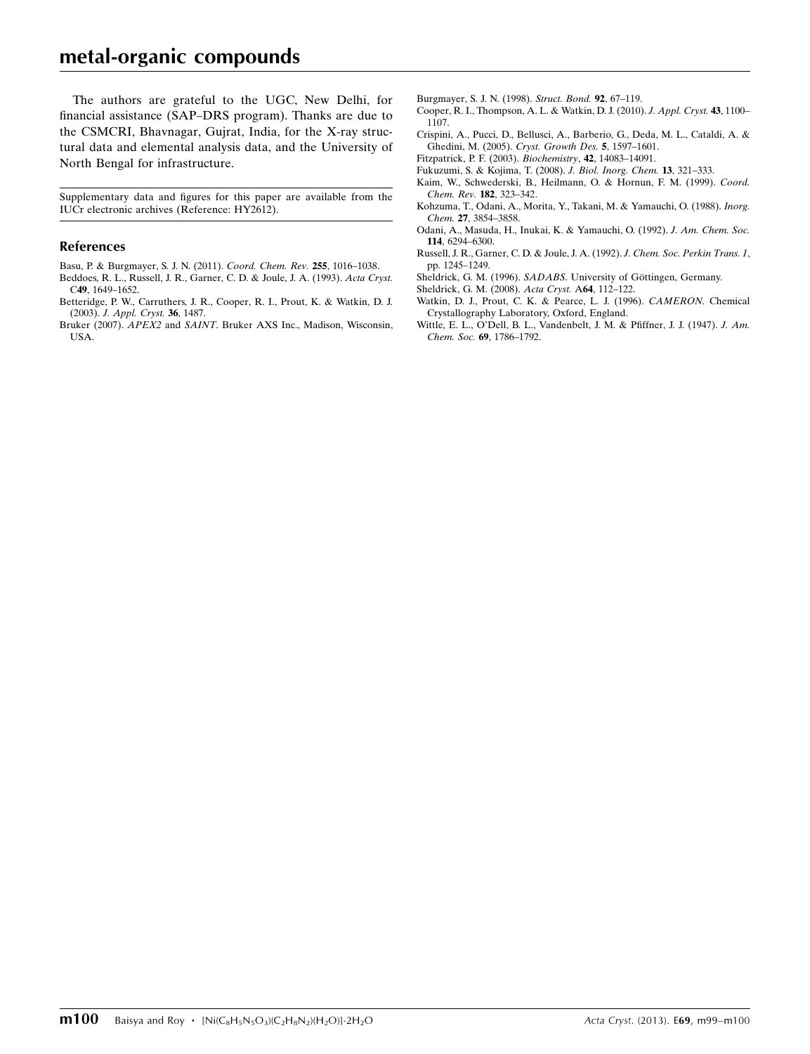The authors are grateful to the UGC, New Delhi, for financial assistance (SAP–DRS program). Thanks are due to the CSMCRI, Bhavnagar, Gujrat, India, for the X-ray structural data and elemental analysis data, and the University of North Bengal for infrastructure.

Supplementary data and figures for this paper are available from the IUCr electronic archives (Reference: HY2612).

## References

Basu, P. & Burgmayer, S. J. N. (2011). *Coord. Chem. Rev.* **255**, 1016–1038.

Beddoes, R. L., Russell, J. R., Garner, C. D. & Joule, J. A. (1993). *Acta Cryst.* C**49**, 1649–1652.

Betteridge, P. W., Carruthers, J. R., Cooper, R. I., Prout, K. & Watkin, D. J. (2003). *J. Appl. Cryst.* **36**, 1487.

Bruker (2007). *APEX2* and *SAINT*. Bruker AXS Inc., Madison, Wisconsin, USA.

Burgmayer, S. J. N. (1998). *Struct. Bond.* **92**, 67–119.

Cooper, R. I., Thompson, A. L. & Watkin, D. J. (2010). *J. Appl. Cryst.* **43**, 1100–1107.

Crispini, A., Pucci, D., Bellusci, A., Barberio, G., Deda, M. L., Cataldi, A. & Ghedini, M. (2005). *Cryst. Growth Des.* **5**, 1597–1601.

Fitzpatrick, P. F. (2003). *Biochemistry*, **42**, 14083–14091.

Fukuzumi, S. & Kojima, T. (2008). *J. Biol. Inorg. Chem.* **13**, 321–333.

Kaim, W., Schwederski, B., Heilmann, O. & Hornun, F. M. (1999). *Coord. Chem. Rev.* **182**, 323–342.

Kohzuma, T., Odani, A., Morita, Y., Takani, M. & Yamauchi, O. (1988). *Inorg. Chem.* **27**, 3854–3858.

Odani, A., Masuda, H., Inukai, K. & Yamauchi, O. (1992). *J. Am. Chem. Soc.* **114**, 6294–6300.

Russell, J. R., Garner, C. D. & Joule, J. A. (1992). *J. Chem. Soc. Perkin Trans. 1*, pp. 1245–1249.

Sheldrick, G. M. (1996). *SADABS*. University of Göttingen, Germany.

Sheldrick, G. M. (2008). *Acta Cryst.* A**64**, 112–122.

Watkin, D. J., Prout, C. K. & Pearce, L. J. (1996). *CAMERON*. Chemical Crystallography Laboratory, Oxford, England.

Wittle, E. L., O'Dell, B. L., Vandenbelt, J. M. & Pfiffner, J. J. (1947). *J. Am. Chem. Soc.* **69**, 1786–1792.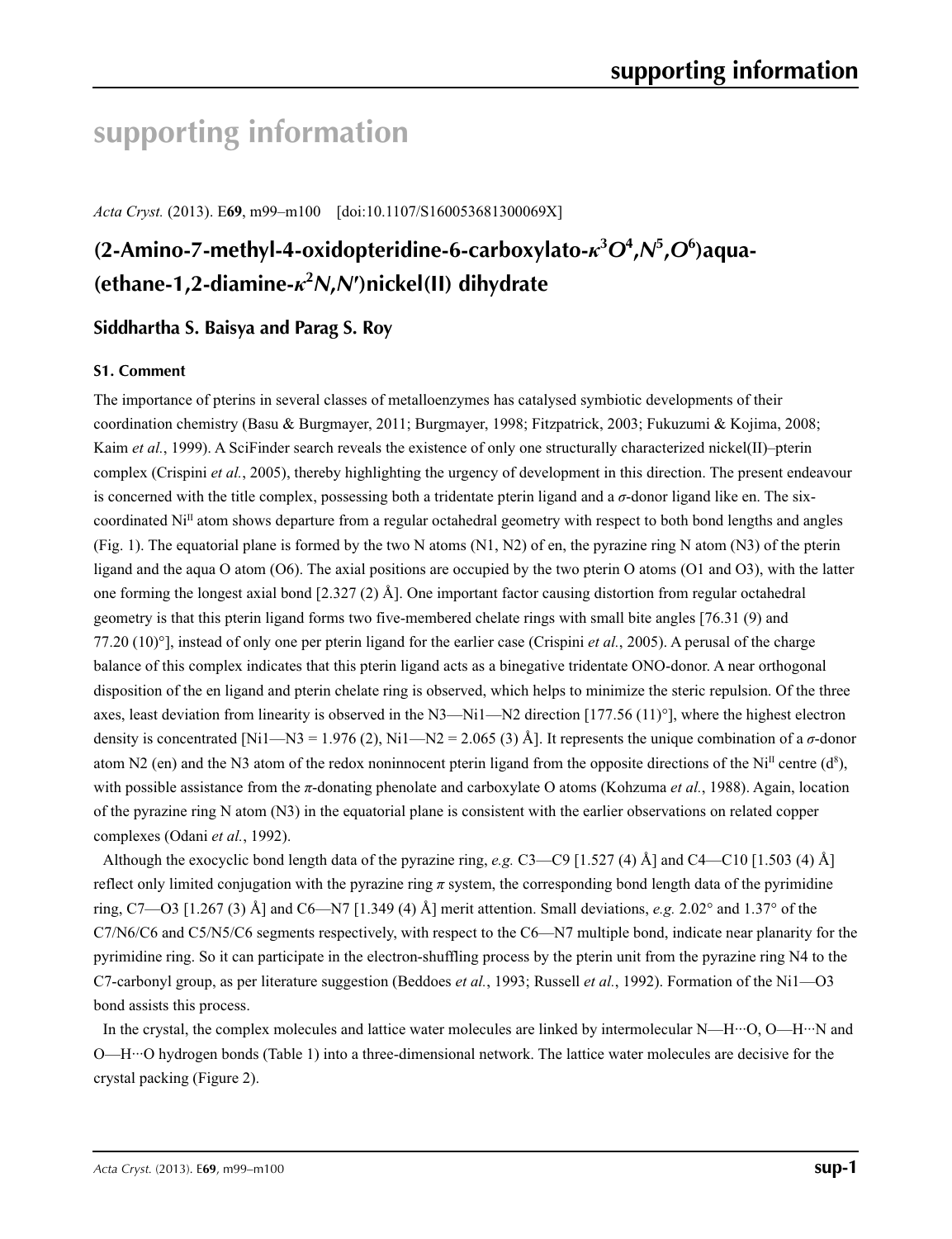# supporting information

*Acta Cryst.* (2013). E**69**, m99–m100 [doi:10.1107/S160053681300069X]

## (2-Amino-7-methyl-4-oxidopteridine-6-carboxylato-$\kappa^3O^4,N^5,O^6$)aqua-(ethane-1,2-diamine-$\kappa^2N,N'$)nickel(II) dihydrate

### Siddhartha S. Baisya and Parag S. Roy

#### S1. Comment

The importance of pterins in several classes of metalloenzymes has catalysed symbiotic developments of their coordination chemistry (Basu & Burgmayer, 2011; Burgmayer, 1998; Fitzpatrick, 2003; Fukuzumi & Kojima, 2008; Kaim *et al.*, 1999). A SciFinder search reveals the existence of only one structurally characterized nickel(II)–pterin complex (Crispini *et al.*, 2005), thereby highlighting the urgency of development in this direction. The present endeavour is concerned with the title complex, possessing both a tridentate pterin ligand and a *σ*-donor ligand like en. The six-coordinated Ni$^{II}$ atom shows departure from a regular octahedral geometry with respect to both bond lengths and angles (Fig. 1). The equatorial plane is formed by the two N atoms (N1, N2) of en, the pyrazine ring N atom (N3) of the pterin ligand and the aqua O atom (O6). The axial positions are occupied by the two pterin O atoms (O1 and O3), with the latter one forming the longest axial bond [2.327 (2) Å]. One important factor causing distortion from regular octahedral geometry is that this pterin ligand forms two five-membered chelate rings with small bite angles [76.31 (9) and 77.20 (10)°], instead of only one per pterin ligand for the earlier case (Crispini *et al.*, 2005). A perusal of the charge balance of this complex indicates that this pterin ligand acts as a binegative tridentate ONO-donor. A near orthogonal disposition of the en ligand and pterin chelate ring is observed, which helps to minimize the steric repulsion. Of the three axes, least deviation from linearity is observed in the N3—Ni1—N2 direction [177.56 (11)°], where the highest electron density is concentrated [Ni1—N3 = 1.976 (2), Ni1—N2 = 2.065 (3) Å]. It represents the unique combination of a *σ*-donor atom N2 (en) and the N3 atom of the redox noninnocent pterin ligand from the opposite directions of the Ni$^{II}$ centre ($d^8$), with possible assistance from the *π*-donating phenolate and carboxylate O atoms (Kohzuma *et al.*, 1988). Again, location of the pyrazine ring N atom (N3) in the equatorial plane is consistent with the earlier observations on related copper complexes (Odani *et al.*, 1992).

Although the exocyclic bond length data of the pyrazine ring, *e.g.* C3—C9 [1.527 (4) Å] and C4—C10 [1.503 (4) Å] reflect only limited conjugation with the pyrazine ring *π* system, the corresponding bond length data of the pyrimidine ring, C7—O3 [1.267 (3) Å] and C6—N7 [1.349 (4) Å] merit attention. Small deviations, *e.g.* 2.02° and 1.37° of the C7/N6/C6 and C5/N5/C6 segments respectively, with respect to the C6—N7 multiple bond, indicate near planarity for the pyrimidine ring. So it can participate in the electron-shuffling process by the pterin unit from the pyrazine ring N4 to the C7-carbonyl group, as per literature suggestion (Beddoes *et al.*, 1993; Russell *et al.*, 1992). Formation of the Ni1—O3 bond assists this process.

In the crystal, the complex molecules and lattice water molecules are linked by intermolecular N—H···O, O—H···N and O—H···O hydrogen bonds (Table 1) into a three-dimensional network. The lattice water molecules are decisive for the crystal packing (Figure 2).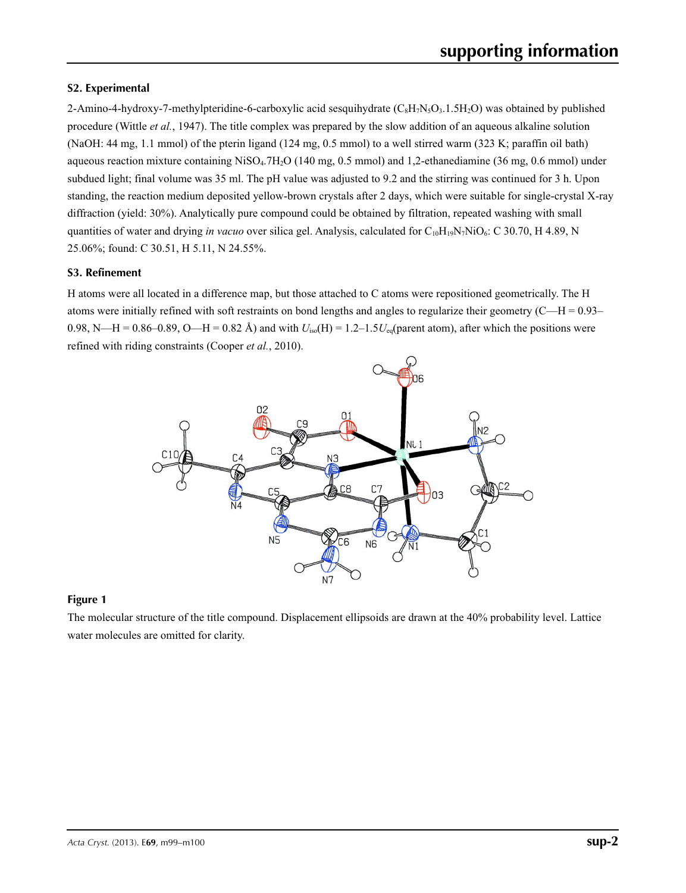### S2. Experimental

2-Amino-4-hydroxy-7-methylpteridine-6-carboxylic acid sesquihydrate ($C_8H_7N_5O_3.1.5H_2O$) was obtained by published procedure (Wittle *et al.*, 1947). The title complex was prepared by the slow addition of an aqueous alkaline solution (NaOH: 44 mg, 1.1 mmol) of the pterin ligand (124 mg, 0.5 mmol) to a well stirred warm (323 K; paraffin oil bath) aqueous reaction mixture containing $NiSO_4.7H_2O$ (140 mg, 0.5 mmol) and 1,2-ethanediamine (36 mg, 0.6 mmol) under subdued light; final volume was 35 ml. The pH value was adjusted to 9.2 and the stirring was continued for 3 h. Upon standing, the reaction medium deposited yellow-brown crystals after 2 days, which were suitable for single-crystal X-ray diffraction (yield: 30%). Analytically pure compound could be obtained by filtration, repeated washing with small quantities of water and drying *in vacuo* over silica gel. Analysis, calculated for $C_{10}H_{19}N_7NiO_6$: C 30.70, H 4.89, N 25.06%; found: C 30.51, H 5.11, N 24.55%.

### S3. Refinement

H atoms were all located in a difference map, but those attached to C atoms were repositioned geometrically. The H atoms were initially refined with soft restraints on bond lengths and angles to regularize their geometry (C—H = 0.93–0.98, N—H = 0.86–0.89, O—H = 0.82 Å) and with $U_{iso}$(H) = 1.2–1.5$U_{eq}$(parent atom), after which the positions were refined with riding constraints (Cooper *et al.*, 2010).

**Figure 1**

The molecular structure of the title compound. Displacement ellipsoids are drawn at the 40% probability level. Lattice water molecules are omitted for clarity.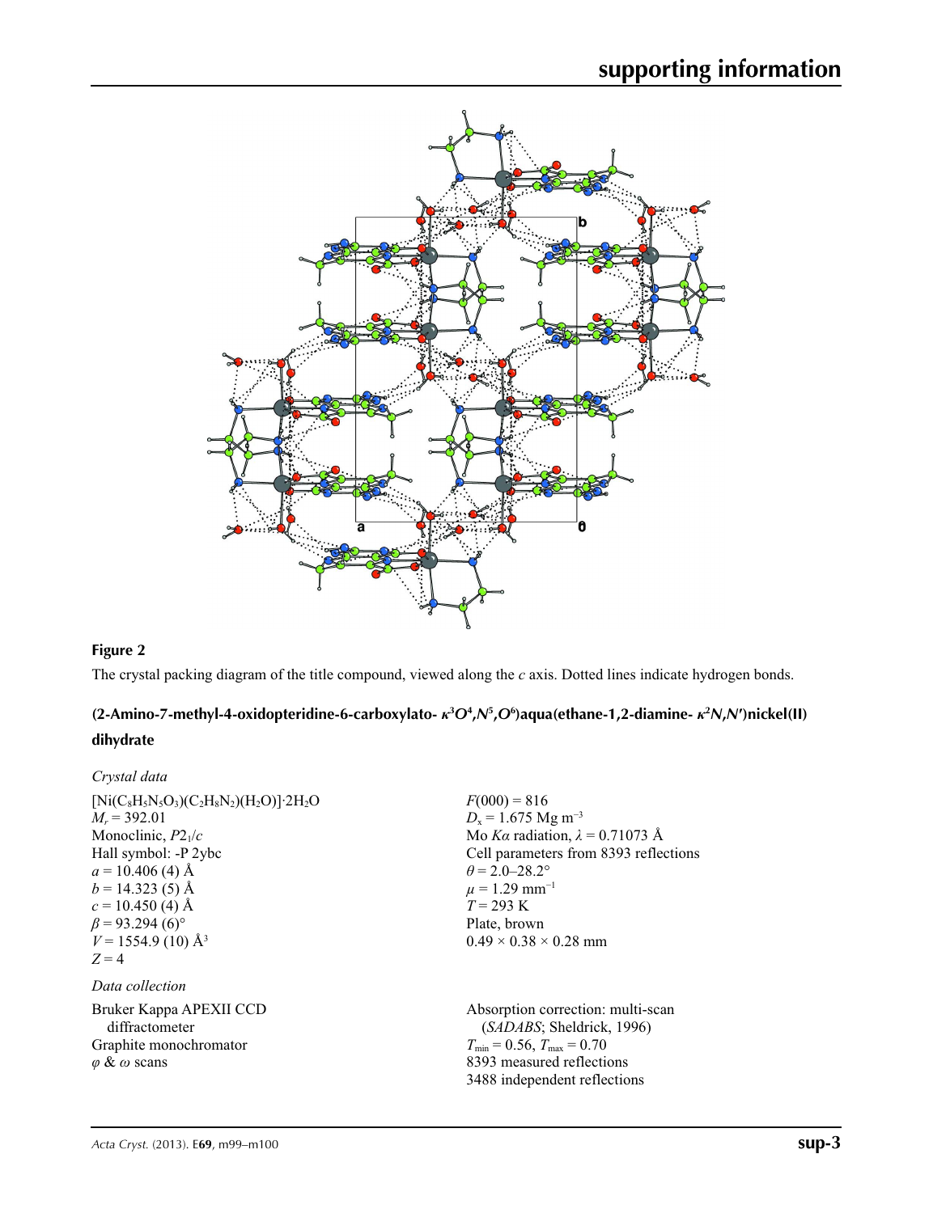**Figure 2**

The crystal packing diagram of the title compound, viewed along the *c* axis. Dotted lines indicate hydrogen bonds.

## (2-Amino-7-methyl-4-oxidopteridine-6-carboxylato- $\kappa^3O^4,N^5,O^6$)aqua(ethane-1,2-diamine- $\kappa^2N,N'$)nickel(II) dihydrate

### *Crystal data*

$[Ni(C_8H_5N_5O_3)(C_2H_8N_2)(H_2O)]\cdot 2H_2O$
$M_r = 392.01$
Monoclinic, $P2_1/c$
Hall symbol: -P 2ybc
$a = 10.406$ (4) Å
$b = 14.323$ (5) Å
$c = 10.450$ (4) Å
$\beta = 93.294$ (6)°
$V = 1554.9$ (10) Å$^3$
$Z = 4$

$F(000) = 816$
$D_x = 1.675$ Mg m$^{-3}$
Mo $K\alpha$ radiation, $\lambda = 0.71073$ Å
Cell parameters from 8393 reflections
$\theta = 2.0–28.2°$
$\mu = 1.29$ mm$^{-1}$
$T = 293$ K
Plate, brown
$0.49 \times 0.38 \times 0.28$ mm

### *Data collection*

Bruker Kappa APEXII CCD diffractometer
Graphite monochromator
$\varphi$ & $\omega$ scans

Absorption correction: multi-scan (*SADABS*; Sheldrick, 1996)
$T_{min} = 0.56$, $T_{max} = 0.70$
8393 measured reflections
3488 independent reflections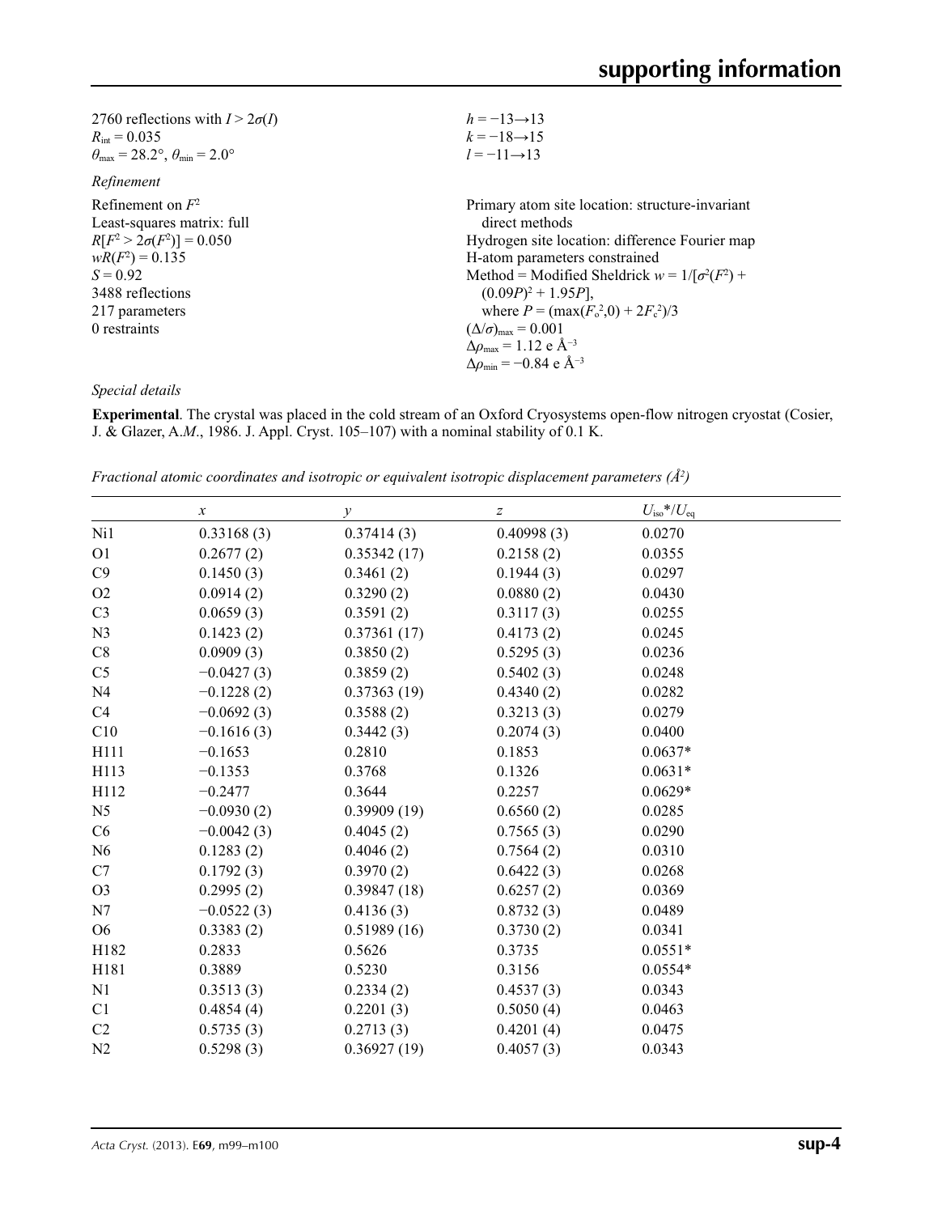2760 reflections with $I > 2\sigma(I)$
$R_{\text{int}} = 0.035$
$\theta_{\text{max}} = 28.2°$, $\theta_{\text{min}} = 2.0°$

$h = -13 \rightarrow 13$
$k = -18 \rightarrow 15$
$l = -11 \rightarrow 13$

*Refinement*

Refinement on $F^2$
Least-squares matrix: full
$R[F^2 > 2\sigma(F^2)] = 0.050$
$wR(F^2) = 0.135$
$S = 0.92$
3488 reflections
217 parameters
0 restraints

Primary atom site location: structure-invariant direct methods
Hydrogen site location: difference Fourier map
H-atom parameters constrained
Method = Modified Sheldrick $w = 1/[\sigma^2(F^2) + (0.09P)^2 + 1.95P]$,
where $P = (\max(F_o^2,0) + 2F_c^2)/3$
$(\Delta/\sigma)_{\text{max}} = 0.001$
$\Delta\rho_{\text{max}} = 1.12$ e Å$^{-3}$
$\Delta\rho_{\text{min}} = -0.84$ e Å$^{-3}$

*Special details*

**Experimental**. The crystal was placed in the cold stream of an Oxford Cryosystems open-flow nitrogen cryostat (Cosier, J. & Glazer, A.*M*., 1986. J. Appl. Cryst. 105–107) with a nominal stability of 0.1 K.

*Fractional atomic coordinates and isotropic or equivalent isotropic displacement parameters (Å$^2$)*

| | $x$ | $y$ | $z$ | $U_{\text{iso}}$*/$U_{\text{eq}}$ |
|---|---|---|---|---|
| Ni1 | 0.33168 (3) | 0.37414 (3) | 0.40998 (3) | 0.0270 |
| O1 | 0.2677 (2) | 0.35342 (17) | 0.2158 (2) | 0.0355 |
| C9 | 0.1450 (3) | 0.3461 (2) | 0.1944 (3) | 0.0297 |
| O2 | 0.0914 (2) | 0.3290 (2) | 0.0880 (2) | 0.0430 |
| C3 | 0.0659 (3) | 0.3591 (2) | 0.3117 (3) | 0.0255 |
| N3 | 0.1423 (2) | 0.37361 (17) | 0.4173 (2) | 0.0245 |
| C8 | 0.0909 (3) | 0.3850 (2) | 0.5295 (3) | 0.0236 |
| C5 | −0.0427 (3) | 0.3859 (2) | 0.5402 (3) | 0.0248 |
| N4 | −0.1228 (2) | 0.37363 (19) | 0.4340 (2) | 0.0282 |
| C4 | −0.0692 (3) | 0.3588 (2) | 0.3213 (3) | 0.0279 |
| C10 | −0.1616 (3) | 0.3442 (3) | 0.2074 (3) | 0.0400 |
| H111 | −0.1653 | 0.2810 | 0.1853 | 0.0637* |
| H113 | −0.1353 | 0.3768 | 0.1326 | 0.0631* |
| H112 | −0.2477 | 0.3644 | 0.2257 | 0.0629* |
| N5 | −0.0930 (2) | 0.39909 (19) | 0.6560 (2) | 0.0285 |
| C6 | −0.0042 (3) | 0.4045 (2) | 0.7565 (3) | 0.0290 |
| N6 | 0.1283 (2) | 0.4046 (2) | 0.7564 (2) | 0.0310 |
| C7 | 0.1792 (3) | 0.3970 (2) | 0.6422 (3) | 0.0268 |
| O3 | 0.2995 (2) | 0.39847 (18) | 0.6257 (2) | 0.0369 |
| N7 | −0.0522 (3) | 0.4136 (3) | 0.8732 (3) | 0.0489 |
| O6 | 0.3383 (2) | 0.51989 (16) | 0.3730 (2) | 0.0341 |
| H182 | 0.2833 | 0.5626 | 0.3735 | 0.0551* |
| H181 | 0.3889 | 0.5230 | 0.3156 | 0.0554* |
| N1 | 0.3513 (3) | 0.2334 (2) | 0.4537 (3) | 0.0343 |
| C1 | 0.4854 (4) | 0.2201 (3) | 0.5050 (4) | 0.0463 |
| C2 | 0.5735 (3) | 0.2713 (3) | 0.4201 (4) | 0.0475 |
| N2 | 0.5298 (3) | 0.36927 (19) | 0.4057 (3) | 0.0343 |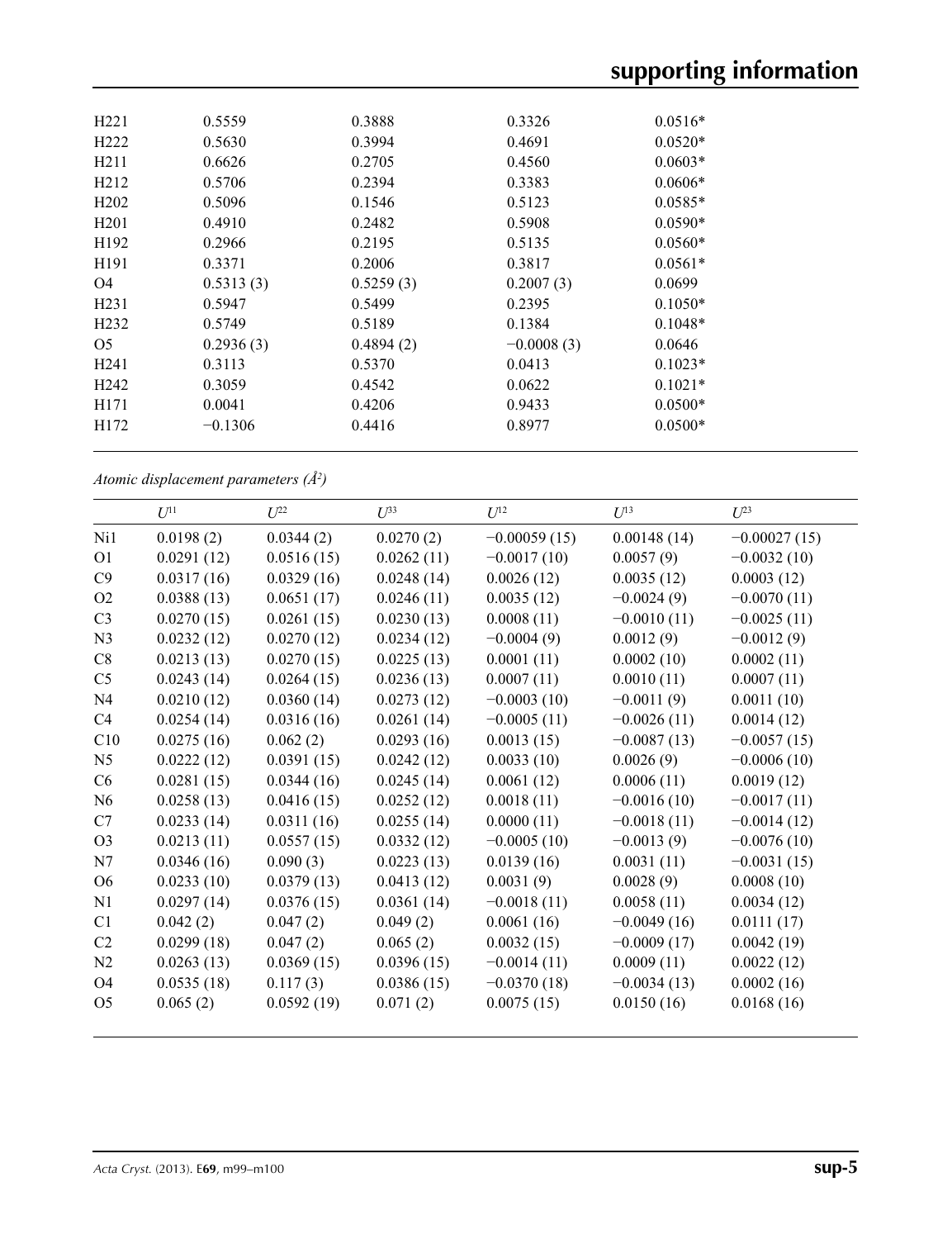| | | | | |
|---|---|---|---|---|
| H221 | 0.5559 | 0.3888 | 0.3326 | 0.0516* |
| H222 | 0.5630 | 0.3994 | 0.4691 | 0.0520* |
| H211 | 0.6626 | 0.2705 | 0.4560 | 0.0603* |
| H212 | 0.5706 | 0.2394 | 0.3383 | 0.0606* |
| H202 | 0.5096 | 0.1546 | 0.5123 | 0.0585* |
| H201 | 0.4910 | 0.2482 | 0.5908 | 0.0590* |
| H192 | 0.2966 | 0.2195 | 0.5135 | 0.0560* |
| H191 | 0.3371 | 0.2006 | 0.3817 | 0.0561* |
| O4 | 0.5313 (3) | 0.5259 (3) | 0.2007 (3) | 0.0699 |
| H231 | 0.5947 | 0.5499 | 0.2395 | 0.1050* |
| H232 | 0.5749 | 0.5189 | 0.1384 | 0.1048* |
| O5 | 0.2936 (3) | 0.4894 (2) | −0.0008 (3) | 0.0646 |
| H241 | 0.3113 | 0.5370 | 0.0413 | 0.1023* |
| H242 | 0.3059 | 0.4542 | 0.0622 | 0.1021* |
| H171 | 0.0041 | 0.4206 | 0.9433 | 0.0500* |
| H172 | −0.1306 | 0.4416 | 0.8977 | 0.0500* |

*Atomic displacement parameters (Å²)*

| | $U^{11}$ | $U^{22}$ | $U^{33}$ | $U^{12}$ | $U^{13}$ | $U^{23}$ |
|---|---|---|---|---|---|---|
| Ni1 | 0.0198 (2) | 0.0344 (2) | 0.0270 (2) | −0.00059 (15) | 0.00148 (14) | −0.00027 (15) |
| O1 | 0.0291 (12) | 0.0516 (15) | 0.0262 (11) | −0.0017 (10) | 0.0057 (9) | −0.0032 (10) |
| C9 | 0.0317 (16) | 0.0329 (16) | 0.0248 (14) | 0.0026 (12) | 0.0035 (12) | 0.0003 (12) |
| O2 | 0.0388 (13) | 0.0651 (17) | 0.0246 (11) | 0.0035 (12) | −0.0024 (9) | −0.0070 (11) |
| C3 | 0.0270 (15) | 0.0261 (15) | 0.0230 (13) | 0.0008 (11) | −0.0010 (11) | −0.0025 (11) |
| N3 | 0.0232 (12) | 0.0270 (12) | 0.0234 (12) | −0.0004 (9) | 0.0012 (9) | −0.0012 (9) |
| C8 | 0.0213 (13) | 0.0270 (15) | 0.0225 (13) | 0.0001 (11) | 0.0002 (10) | 0.0002 (11) |
| C5 | 0.0243 (14) | 0.0264 (15) | 0.0236 (13) | 0.0007 (11) | 0.0010 (11) | 0.0007 (11) |
| N4 | 0.0210 (12) | 0.0360 (14) | 0.0273 (12) | −0.0003 (10) | −0.0011 (9) | 0.0011 (10) |
| C4 | 0.0254 (14) | 0.0316 (16) | 0.0261 (14) | −0.0005 (11) | −0.0026 (11) | 0.0014 (12) |
| C10 | 0.0275 (16) | 0.062 (2) | 0.0293 (16) | 0.0013 (15) | −0.0087 (13) | −0.0057 (15) |
| N5 | 0.0222 (12) | 0.0391 (15) | 0.0242 (12) | 0.0033 (10) | 0.0026 (9) | −0.0006 (10) |
| C6 | 0.0281 (15) | 0.0344 (16) | 0.0245 (14) | 0.0061 (12) | 0.0006 (11) | 0.0019 (12) |
| N6 | 0.0258 (13) | 0.0416 (15) | 0.0252 (12) | 0.0018 (11) | −0.0016 (10) | −0.0017 (11) |
| C7 | 0.0233 (14) | 0.0311 (16) | 0.0255 (14) | 0.0000 (11) | −0.0018 (11) | −0.0014 (12) |
| O3 | 0.0213 (11) | 0.0557 (15) | 0.0332 (12) | −0.0005 (10) | −0.0013 (9) | −0.0076 (10) |
| N7 | 0.0346 (16) | 0.090 (3) | 0.0223 (13) | 0.0139 (16) | 0.0031 (11) | −0.0031 (15) |
| O6 | 0.0233 (10) | 0.0379 (13) | 0.0413 (12) | 0.0031 (9) | 0.0028 (9) | 0.0008 (10) |
| N1 | 0.0297 (14) | 0.0376 (15) | 0.0361 (14) | −0.0018 (11) | 0.0058 (11) | 0.0034 (12) |
| C1 | 0.042 (2) | 0.047 (2) | 0.049 (2) | 0.0061 (16) | −0.0049 (16) | 0.0111 (17) |
| C2 | 0.0299 (18) | 0.047 (2) | 0.065 (2) | 0.0032 (15) | −0.0009 (17) | 0.0042 (19) |
| N2 | 0.0263 (13) | 0.0369 (15) | 0.0396 (15) | −0.0014 (11) | 0.0009 (11) | 0.0022 (12) |
| O4 | 0.0535 (18) | 0.117 (3) | 0.0386 (15) | −0.0370 (18) | −0.0034 (13) | 0.0002 (16) |
| O5 | 0.065 (2) | 0.0592 (19) | 0.071 (2) | 0.0075 (15) | 0.0150 (16) | 0.0168 (16) |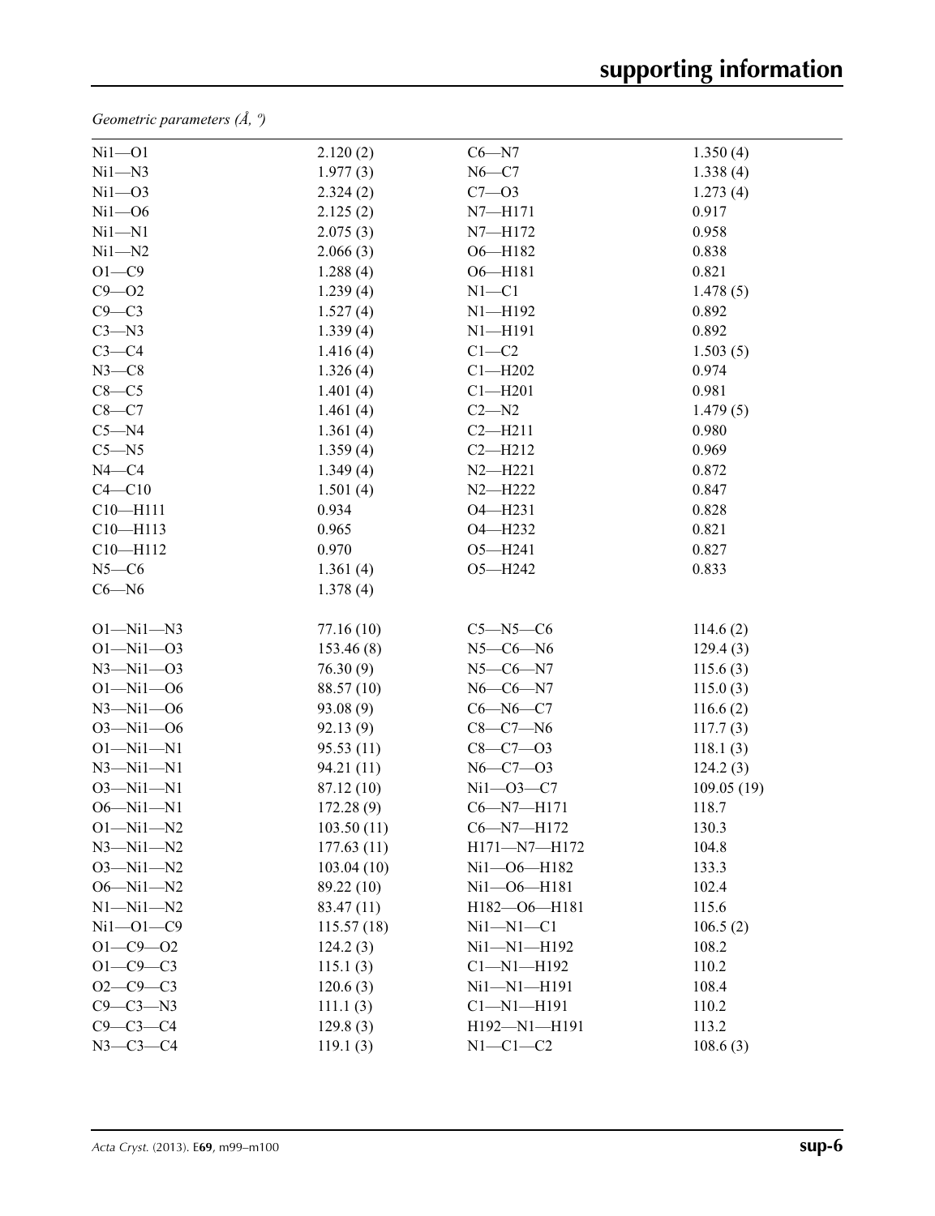*Geometric parameters (Å, º)*

| | | | |
|---|---|---|---|
| Ni1—O1 | 2.120 (2) | C6—N7 | 1.350 (4) |
| Ni1—N3 | 1.977 (3) | N6—C7 | 1.338 (4) |
| Ni1—O3 | 2.324 (2) | C7—O3 | 1.273 (4) |
| Ni1—O6 | 2.125 (2) | N7—H171 | 0.917 |
| Ni1—N1 | 2.075 (3) | N7—H172 | 0.958 |
| Ni1—N2 | 2.066 (3) | O6—H182 | 0.838 |
| O1—C9 | 1.288 (4) | O6—H181 | 0.821 |
| C9—O2 | 1.239 (4) | N1—C1 | 1.478 (5) |
| C9—C3 | 1.527 (4) | N1—H192 | 0.892 |
| C3—N3 | 1.339 (4) | N1—H191 | 0.892 |
| C3—C4 | 1.416 (4) | C1—C2 | 1.503 (5) |
| N3—C8 | 1.326 (4) | C1—H202 | 0.974 |
| C8—C5 | 1.401 (4) | C1—H201 | 0.981 |
| C8—C7 | 1.461 (4) | C2—N2 | 1.479 (5) |
| C5—N4 | 1.361 (4) | C2—H211 | 0.980 |
| C5—N5 | 1.359 (4) | C2—H212 | 0.969 |
| N4—C4 | 1.349 (4) | N2—H221 | 0.872 |
| C4—C10 | 1.501 (4) | N2—H222 | 0.847 |
| C10—H111 | 0.934 | O4—H231 | 0.828 |
| C10—H113 | 0.965 | O4—H232 | 0.821 |
| C10—H112 | 0.970 | O5—H241 | 0.827 |
| N5—C6 | 1.361 (4) | O5—H242 | 0.833 |
| C6—N6 | 1.378 (4) | | |
| | | | |
| O1—Ni1—N3 | 77.16 (10) | C5—N5—C6 | 114.6 (2) |
| O1—Ni1—O3 | 153.46 (8) | N5—C6—N6 | 129.4 (3) |
| N3—Ni1—O3 | 76.30 (9) | N5—C6—N7 | 115.6 (3) |
| O1—Ni1—O6 | 88.57 (10) | N6—C6—N7 | 115.0 (3) |
| N3—Ni1—O6 | 93.08 (9) | C6—N6—C7 | 116.6 (2) |
| O3—Ni1—O6 | 92.13 (9) | C8—C7—N6 | 117.7 (3) |
| O1—Ni1—N1 | 95.53 (11) | C8—C7—O3 | 118.1 (3) |
| N3—Ni1—N1 | 94.21 (11) | N6—C7—O3 | 124.2 (3) |
| O3—Ni1—N1 | 87.12 (10) | Ni1—O3—C7 | 109.05 (19) |
| O6—Ni1—N1 | 172.28 (9) | C6—N7—H171 | 118.7 |
| O1—Ni1—N2 | 103.50 (11) | C6—N7—H172 | 130.3 |
| N3—Ni1—N2 | 177.63 (11) | H171—N7—H172 | 104.8 |
| O3—Ni1—N2 | 103.04 (10) | Ni1—O6—H182 | 133.3 |
| O6—Ni1—N2 | 89.22 (10) | Ni1—O6—H181 | 102.4 |
| N1—Ni1—N2 | 83.47 (11) | H182—O6—H181 | 115.6 |
| Ni1—O1—C9 | 115.57 (18) | Ni1—N1—C1 | 106.5 (2) |
| O1—C9—O2 | 124.2 (3) | Ni1—N1—H192 | 108.2 |
| O1—C9—C3 | 115.1 (3) | C1—N1—H192 | 110.2 |
| O2—C9—C3 | 120.6 (3) | Ni1—N1—H191 | 108.4 |
| C9—C3—N3 | 111.1 (3) | C1—N1—H191 | 110.2 |
| C9—C3—C4 | 129.8 (3) | H192—N1—H191 | 113.2 |
| N3—C3—C4 | 119.1 (3) | N1—C1—C2 | 108.6 (3) |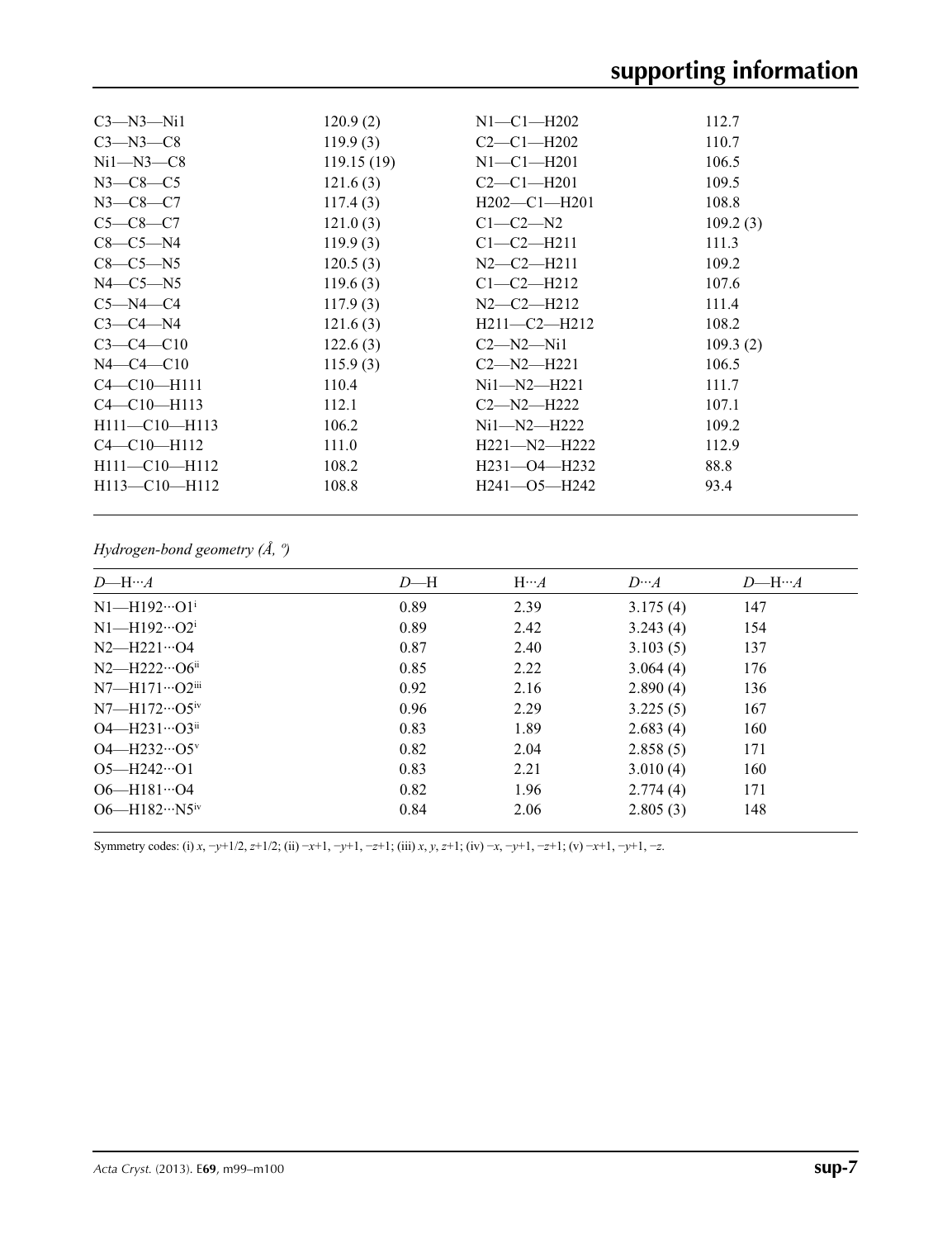| | | | |
|---|---|---|---|
| C3—N3—Ni1 | 120.9 (2) | N1—C1—H202 | 112.7 |
| C3—N3—C8 | 119.9 (3) | C2—C1—H202 | 110.7 |
| Ni1—N3—C8 | 119.15 (19) | N1—C1—H201 | 106.5 |
| N3—C8—C5 | 121.6 (3) | C2—C1—H201 | 109.5 |
| N3—C8—C7 | 117.4 (3) | H202—C1—H201 | 108.8 |
| C5—C8—C7 | 121.0 (3) | C1—C2—N2 | 109.2 (3) |
| C8—C5—N4 | 119.9 (3) | C1—C2—H211 | 111.3 |
| C8—C5—N5 | 120.5 (3) | N2—C2—H211 | 109.2 |
| N4—C5—N5 | 119.6 (3) | C1—C2—H212 | 107.6 |
| C5—N4—C4 | 117.9 (3) | N2—C2—H212 | 111.4 |
| C3—C4—N4 | 121.6 (3) | H211—C2—H212 | 108.2 |
| C3—C4—C10 | 122.6 (3) | C2—N2—Ni1 | 109.3 (2) |
| N4—C4—C10 | 115.9 (3) | C2—N2—H221 | 106.5 |
| C4—C10—H111 | 110.4 | Ni1—N2—H221 | 111.7 |
| C4—C10—H113 | 112.1 | C2—N2—H222 | 107.1 |
| H111—C10—H113 | 106.2 | Ni1—N2—H222 | 109.2 |
| C4—C10—H112 | 111.0 | H221—N2—H222 | 112.9 |
| H111—C10—H112 | 108.2 | H231—O4—H232 | 88.8 |
| H113—C10—H112 | 108.8 | H241—O5—H242 | 93.4 |

*Hydrogen-bond geometry (Å, º)*

| *D*—H···*A* | *D*—H | H···*A* | *D*···*A* | *D*—H···*A* |
|---|---|---|---|---|
| N1—H192···O1$^{i}$ | 0.89 | 2.39 | 3.175 (4) | 147 |
| N1—H192···O2$^{i}$ | 0.89 | 2.42 | 3.243 (4) | 154 |
| N2—H221···O4 | 0.87 | 2.40 | 3.103 (5) | 137 |
| N2—H222···O6$^{ii}$ | 0.85 | 2.22 | 3.064 (4) | 176 |
| N7—H171···O2$^{iii}$ | 0.92 | 2.16 | 2.890 (4) | 136 |
| N7—H172···O5$^{iv}$ | 0.96 | 2.29 | 3.225 (5) | 167 |
| O4—H231···O3$^{ii}$ | 0.83 | 1.89 | 2.683 (4) | 160 |
| O4—H232···O5$^{v}$ | 0.82 | 2.04 | 2.858 (5) | 171 |
| O5—H242···O1 | 0.83 | 2.21 | 3.010 (4) | 160 |
| O6—H181···O4 | 0.82 | 1.96 | 2.774 (4) | 171 |
| O6—H182···N5$^{iv}$ | 0.84 | 2.06 | 2.805 (3) | 148 |

Symmetry codes: (i) *x*, −*y*+1/2, *z*+1/2; (ii) −*x*+1, −*y*+1, −*z*+1; (iii) *x*, *y*, *z*+1; (iv) −*x*, −*y*+1, −*z*+1; (v) −*x*+1, −*y*+1, −*z*.